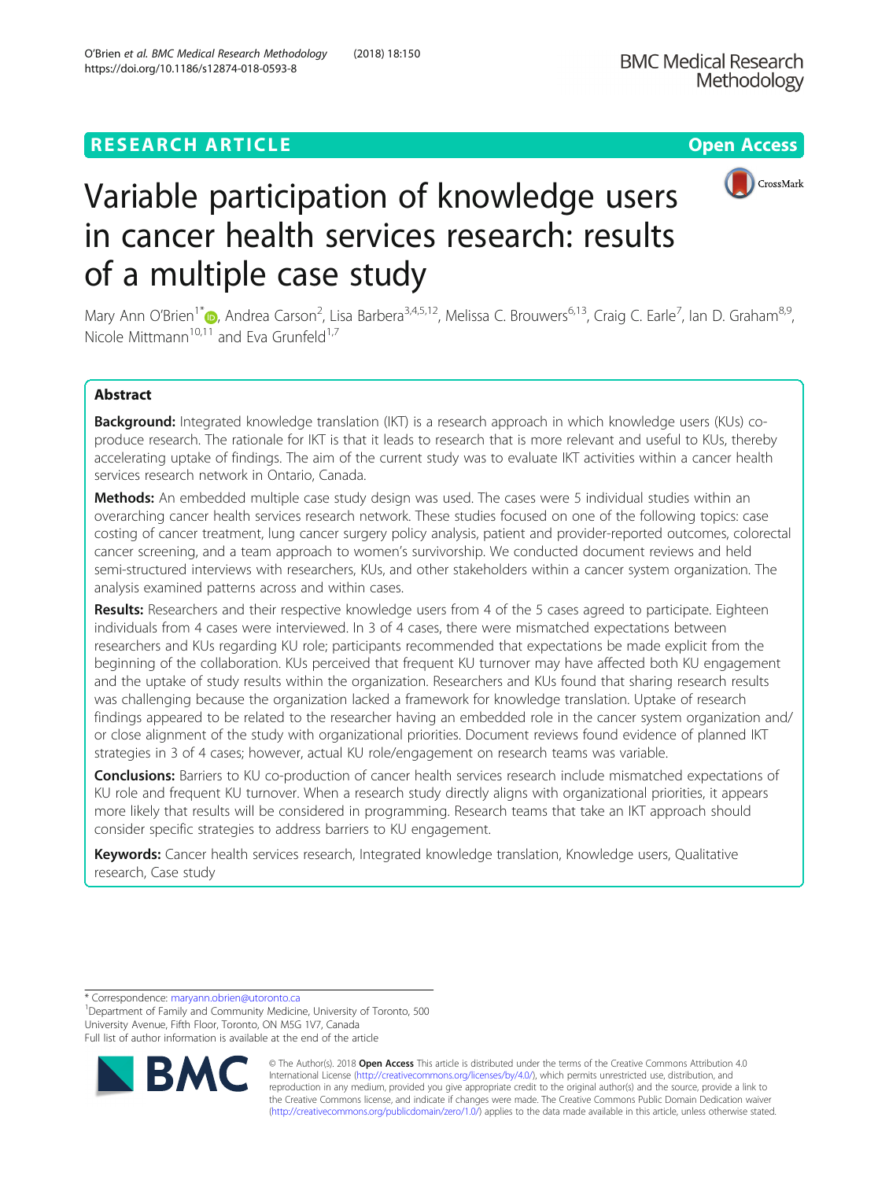RESEARCH ARTICLE

Open Access

# Variable participation of knowledge users in cancer health services research: results of a multiple case study

Mary Ann O'Brien[1*], Andrea Carson[2], Lisa Barbera[3,4,5,12], Melissa C. Brouwers[6,13], Craig C. Earle[7], Ian D. Graham[8,9], Nicole Mittmann[10,11] and Eva Grunfeld[1,7]

## Abstract

**Background:** Integrated knowledge translation (IKT) is a research approach in which knowledge users (KUs) co-produce research. The rationale for IKT is that it leads to research that is more relevant and useful to KUs, thereby accelerating uptake of findings. The aim of the current study was to evaluate IKT activities within a cancer health services research network in Ontario, Canada.

**Methods:** An embedded multiple case study design was used. The cases were 5 individual studies within an overarching cancer health services research network. These studies focused on one of the following topics: case costing of cancer treatment, lung cancer surgery policy analysis, patient and provider-reported outcomes, colorectal cancer screening, and a team approach to women's survivorship. We conducted document reviews and held semi-structured interviews with researchers, KUs, and other stakeholders within a cancer system organization. The analysis examined patterns across and within cases.

**Results:** Researchers and their respective knowledge users from 4 of the 5 cases agreed to participate. Eighteen individuals from 4 cases were interviewed. In 3 of 4 cases, there were mismatched expectations between researchers and KUs regarding KU role; participants recommended that expectations be made explicit from the beginning of the collaboration. KUs perceived that frequent KU turnover may have affected both KU engagement and the uptake of study results within the organization. Researchers and KUs found that sharing research results was challenging because the organization lacked a framework for knowledge translation. Uptake of research findings appeared to be related to the researcher having an embedded role in the cancer system organization and/or close alignment of the study with organizational priorities. Document reviews found evidence of planned IKT strategies in 3 of 4 cases; however, actual KU role/engagement on research teams was variable.

**Conclusions:** Barriers to KU co-production of cancer health services research include mismatched expectations of KU role and frequent KU turnover. When a research study directly aligns with organizational priorities, it appears more likely that results will be considered in programming. Research teams that take an IKT approach should consider specific strategies to address barriers to KU engagement.

**Keywords:** Cancer health services research, Integrated knowledge translation, Knowledge users, Qualitative research, Case study

* Correspondence: maryann.obrien@utoronto.ca
[1]Department of Family and Community Medicine, University of Toronto, 500 University Avenue, Fifth Floor, Toronto, ON M5G 1V7, Canada
Full list of author information is available at the end of the article

© The Author(s). 2018 **Open Access** This article is distributed under the terms of the Creative Commons Attribution 4.0 International License (http://creativecommons.org/licenses/by/4.0/), which permits unrestricted use, distribution, and reproduction in any medium, provided you give appropriate credit to the original author(s) and the source, provide a link to the Creative Commons license, and indicate if changes were made. The Creative Commons Public Domain Dedication waiver (http://creativecommons.org/publicdomain/zero/1.0/) applies to the data made available in this article, unless otherwise stated.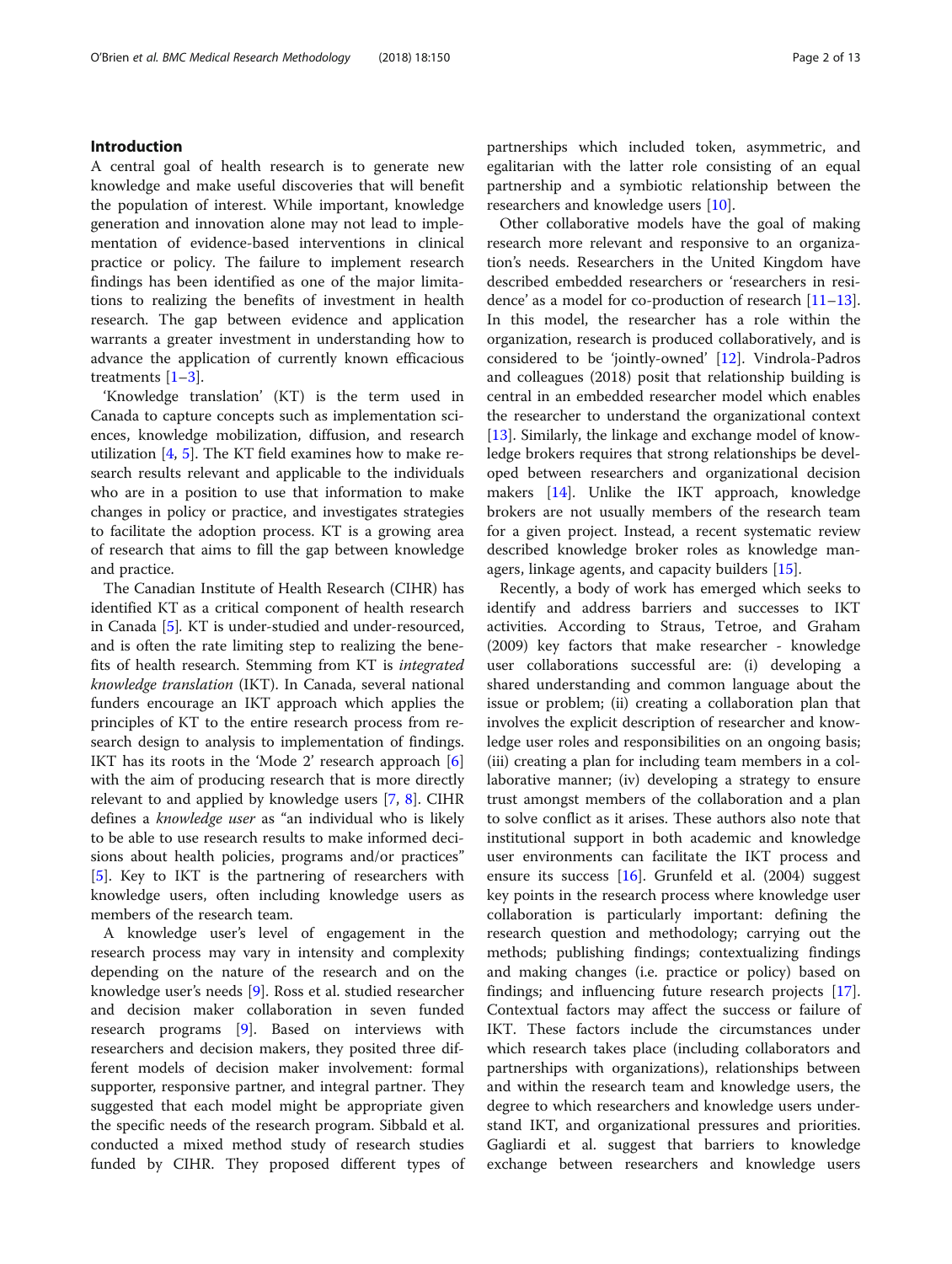## Introduction

A central goal of health research is to generate new knowledge and make useful discoveries that will benefit the population of interest. While important, knowledge generation and innovation alone may not lead to implementation of evidence-based interventions in clinical practice or policy. The failure to implement research findings has been identified as one of the major limitations to realizing the benefits of investment in health research. The gap between evidence and application warrants a greater investment in understanding how to advance the application of currently known efficacious treatments [1–3].

'Knowledge translation' (KT) is the term used in Canada to capture concepts such as implementation sciences, knowledge mobilization, diffusion, and research utilization [4, 5]. The KT field examines how to make research results relevant and applicable to the individuals who are in a position to use that information to make changes in policy or practice, and investigates strategies to facilitate the adoption process. KT is a growing area of research that aims to fill the gap between knowledge and practice.

The Canadian Institute of Health Research (CIHR) has identified KT as a critical component of health research in Canada [5]. KT is under-studied and under-resourced, and is often the rate limiting step to realizing the benefits of health research. Stemming from KT is *integrated knowledge translation* (IKT). In Canada, several national funders encourage an IKT approach which applies the principles of KT to the entire research process from research design to analysis to implementation of findings. IKT has its roots in the 'Mode 2' research approach [6] with the aim of producing research that is more directly relevant to and applied by knowledge users [7, 8]. CIHR defines a *knowledge user* as "an individual who is likely to be able to use research results to make informed decisions about health policies, programs and/or practices" [5]. Key to IKT is the partnering of researchers with knowledge users, often including knowledge users as members of the research team.

A knowledge user's level of engagement in the research process may vary in intensity and complexity depending on the nature of the research and on the knowledge user's needs [9]. Ross et al. studied researcher and decision maker collaboration in seven funded research programs [9]. Based on interviews with researchers and decision makers, they posited three different models of decision maker involvement: formal supporter, responsive partner, and integral partner. They suggested that each model might be appropriate given the specific needs of the research program. Sibbald et al. conducted a mixed method study of research studies funded by CIHR. They proposed different types of partnerships which included token, asymmetric, and egalitarian with the latter role consisting of an equal partnership and a symbiotic relationship between the researchers and knowledge users [10].

Other collaborative models have the goal of making research more relevant and responsive to an organization's needs. Researchers in the United Kingdom have described embedded researchers or 'researchers in residence' as a model for co-production of research [11–13]. In this model, the researcher has a role within the organization, research is produced collaboratively, and is considered to be 'jointly-owned' [12]. Vindrola-Padros and colleagues (2018) posit that relationship building is central in an embedded researcher model which enables the researcher to understand the organizational context [13]. Similarly, the linkage and exchange model of knowledge brokers requires that strong relationships be developed between researchers and organizational decision makers [14]. Unlike the IKT approach, knowledge brokers are not usually members of the research team for a given project. Instead, a recent systematic review described knowledge broker roles as knowledge managers, linkage agents, and capacity builders [15].

Recently, a body of work has emerged which seeks to identify and address barriers and successes to IKT activities. According to Straus, Tetroe, and Graham (2009) key factors that make researcher - knowledge user collaborations successful are: (i) developing a shared understanding and common language about the issue or problem; (ii) creating a collaboration plan that involves the explicit description of researcher and knowledge user roles and responsibilities on an ongoing basis; (iii) creating a plan for including team members in a collaborative manner; (iv) developing a strategy to ensure trust amongst members of the collaboration and a plan to solve conflict as it arises. These authors also note that institutional support in both academic and knowledge user environments can facilitate the IKT process and ensure its success [16]. Grunfeld et al. (2004) suggest key points in the research process where knowledge user collaboration is particularly important: defining the research question and methodology; carrying out the methods; publishing findings; contextualizing findings and making changes (i.e. practice or policy) based on findings; and influencing future research projects [17]. Contextual factors may affect the success or failure of IKT. These factors include the circumstances under which research takes place (including collaborators and partnerships with organizations), relationships between and within the research team and knowledge users, the degree to which researchers and knowledge users understand IKT, and organizational pressures and priorities. Gagliardi et al. suggest that barriers to knowledge exchange between researchers and knowledge users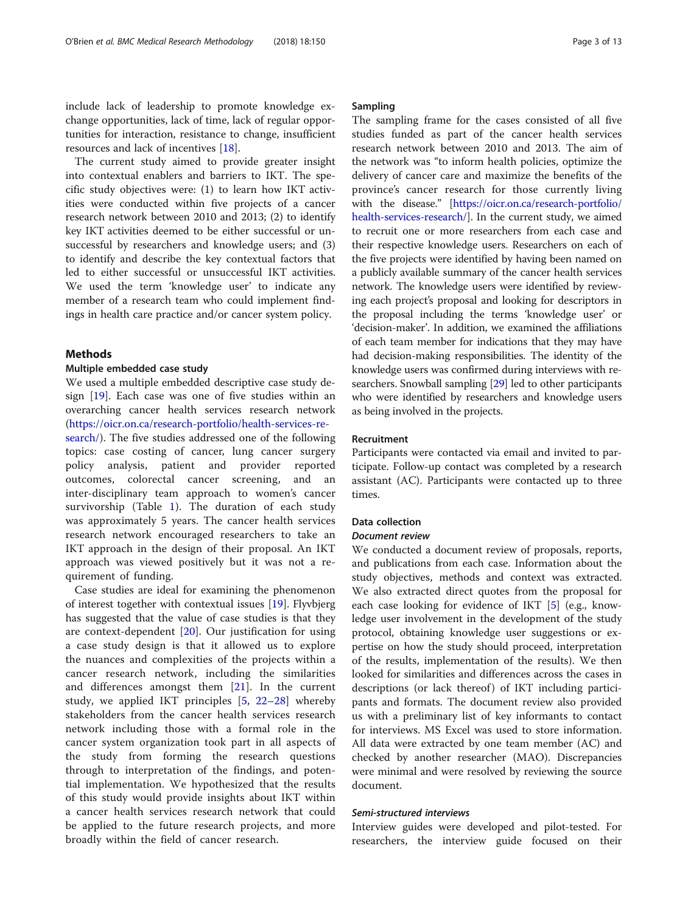include lack of leadership to promote knowledge exchange opportunities, lack of time, lack of regular opportunities for interaction, resistance to change, insufficient resources and lack of incentives [18].

The current study aimed to provide greater insight into contextual enablers and barriers to IKT. The specific study objectives were: (1) to learn how IKT activities were conducted within five projects of a cancer research network between 2010 and 2013; (2) to identify key IKT activities deemed to be either successful or unsuccessful by researchers and knowledge users; and (3) to identify and describe the key contextual factors that led to either successful or unsuccessful IKT activities. We used the term 'knowledge user' to indicate any member of a research team who could implement findings in health care practice and/or cancer system policy.

## Methods

### Multiple embedded case study

We used a multiple embedded descriptive case study design [19]. Each case was one of five studies within an overarching cancer health services research network (https://oicr.on.ca/research-portfolio/health-services-research/). The five studies addressed one of the following topics: case costing of cancer, lung cancer surgery policy analysis, patient and provider reported outcomes, colorectal cancer screening, and an inter-disciplinary team approach to women's cancer survivorship (Table 1). The duration of each study was approximately 5 years. The cancer health services research network encouraged researchers to take an IKT approach in the design of their proposal. An IKT approach was viewed positively but it was not a requirement of funding.

Case studies are ideal for examining the phenomenon of interest together with contextual issues [19]. Flyvbjerg has suggested that the value of case studies is that they are context-dependent [20]. Our justification for using a case study design is that it allowed us to explore the nuances and complexities of the projects within a cancer research network, including the similarities and differences amongst them [21]. In the current study, we applied IKT principles [5, 22–28] whereby stakeholders from the cancer health services research network including those with a formal role in the cancer system organization took part in all aspects of the study from forming the research questions through to interpretation of the findings, and potential implementation. We hypothesized that the results of this study would provide insights about IKT within a cancer health services research network that could be applied to the future research projects, and more broadly within the field of cancer research.

### Sampling

The sampling frame for the cases consisted of all five studies funded as part of the cancer health services research network between 2010 and 2013. The aim of the network was "to inform health policies, optimize the delivery of cancer care and maximize the benefits of the province's cancer research for those currently living with the disease." [https://oicr.on.ca/research-portfolio/health-services-research/]. In the current study, we aimed to recruit one or more researchers from each case and their respective knowledge users. Researchers on each of the five projects were identified by having been named on a publicly available summary of the cancer health services network. The knowledge users were identified by reviewing each project's proposal and looking for descriptors in the proposal including the terms 'knowledge user' or 'decision-maker'. In addition, we examined the affiliations of each team member for indications that they may have had decision-making responsibilities. The identity of the knowledge users was confirmed during interviews with researchers. Snowball sampling [29] led to other participants who were identified by researchers and knowledge users as being involved in the projects.

### Recruitment

Participants were contacted via email and invited to participate. Follow-up contact was completed by a research assistant (AC). Participants were contacted up to three times.

### Data collection

#### *Document review*

We conducted a document review of proposals, reports, and publications from each case. Information about the study objectives, methods and context was extracted. We also extracted direct quotes from the proposal for each case looking for evidence of IKT [5] (e.g., knowledge user involvement in the development of the study protocol, obtaining knowledge user suggestions or expertise on how the study should proceed, interpretation of the results, implementation of the results). We then looked for similarities and differences across the cases in descriptions (or lack thereof) of IKT including participants and formats. The document review also provided us with a preliminary list of key informants to contact for interviews. MS Excel was used to store information. All data were extracted by one team member (AC) and checked by another researcher (MAO). Discrepancies were minimal and were resolved by reviewing the source document.

#### *Semi-structured interviews*

Interview guides were developed and pilot-tested. For researchers, the interview guide focused on their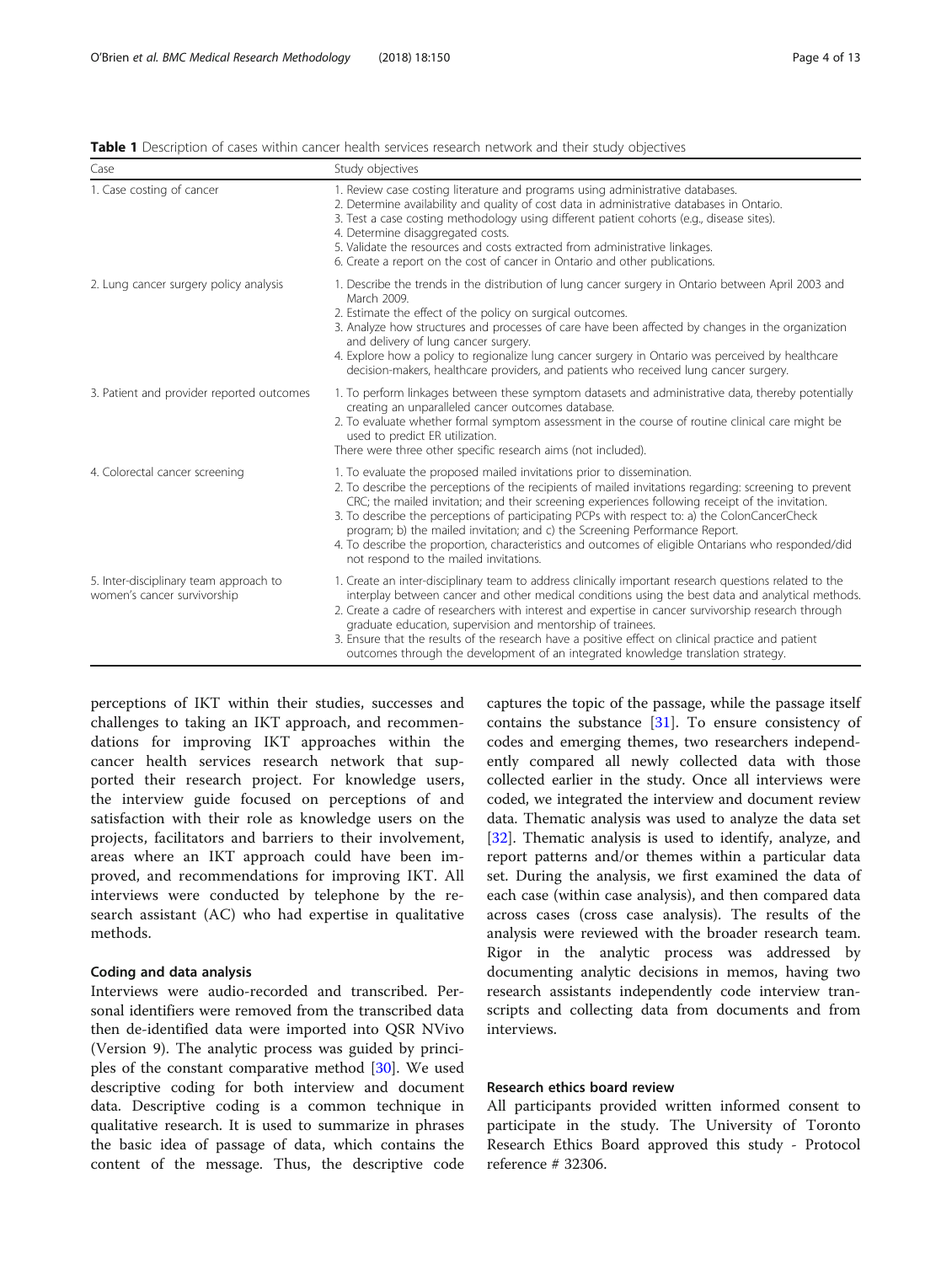**Table 1** Description of cases within cancer health services research network and their study objectives

| Case | Study objectives |
| --- | --- |
| 1. Case costing of cancer | 1. Review case costing literature and programs using administrative databases.<br>2. Determine availability and quality of cost data in administrative databases in Ontario.<br>3. Test a case costing methodology using different patient cohorts (e.g., disease sites).<br>4. Determine disaggregated costs.<br>5. Validate the resources and costs extracted from administrative linkages.<br>6. Create a report on the cost of cancer in Ontario and other publications. |
| 2. Lung cancer surgery policy analysis | 1. Describe the trends in the distribution of lung cancer surgery in Ontario between April 2003 and March 2009.<br>2. Estimate the effect of the policy on surgical outcomes.<br>3. Analyze how structures and processes of care have been affected by changes in the organization and delivery of lung cancer surgery.<br>4. Explore how a policy to regionalize lung cancer surgery in Ontario was perceived by healthcare decision-makers, healthcare providers, and patients who received lung cancer surgery. |
| 3. Patient and provider reported outcomes | 1. To perform linkages between these symptom datasets and administrative data, thereby potentially creating an unparalleled cancer outcomes database.<br>2. To evaluate whether formal symptom assessment in the course of routine clinical care might be used to predict ER utilization.<br>There were three other specific research aims (not included). |
| 4. Colorectal cancer screening | 1. To evaluate the proposed mailed invitations prior to dissemination.<br>2. To describe the perceptions of the recipients of mailed invitations regarding: screening to prevent CRC; the mailed invitation; and their screening experiences following receipt of the invitation.<br>3. To describe the perceptions of participating PCPs with respect to: a) the ColonCancerCheck program; b) the mailed invitation; and c) the Screening Performance Report.<br>4. To describe the proportion, characteristics and outcomes of eligible Ontarians who responded/did not respond to the mailed invitations. |
| 5. Inter-disciplinary team approach to women's cancer survivorship | 1. Create an inter-disciplinary team to address clinically important research questions related to the interplay between cancer and other medical conditions using the best data and analytical methods.<br>2. Create a cadre of researchers with interest and expertise in cancer survivorship research through graduate education, supervision and mentorship of trainees.<br>3. Ensure that the results of the research have a positive effect on clinical practice and patient outcomes through the development of an integrated knowledge translation strategy. |

perceptions of IKT within their studies, successes and challenges to taking an IKT approach, and recommendations for improving IKT approaches within the cancer health services research network that supported their research project. For knowledge users, the interview guide focused on perceptions of and satisfaction with their role as knowledge users on the projects, facilitators and barriers to their involvement, areas where an IKT approach could have been improved, and recommendations for improving IKT. All interviews were conducted by telephone by the research assistant (AC) who had expertise in qualitative methods.

### Coding and data analysis

Interviews were audio-recorded and transcribed. Personal identifiers were removed from the transcribed data then de-identified data were imported into QSR NVivo (Version 9). The analytic process was guided by principles of the constant comparative method [30]. We used descriptive coding for both interview and document data. Descriptive coding is a common technique in qualitative research. It is used to summarize in phrases the basic idea of passage of data, which contains the content of the message. Thus, the descriptive code captures the topic of the passage, while the passage itself contains the substance [31]. To ensure consistency of codes and emerging themes, two researchers independently compared all newly collected data with those collected earlier in the study. Once all interviews were coded, we integrated the interview and document review data. Thematic analysis was used to analyze the data set [32]. Thematic analysis is used to identify, analyze, and report patterns and/or themes within a particular data set. During the analysis, we first examined the data of each case (within case analysis), and then compared data across cases (cross case analysis). The results of the analysis were reviewed with the broader research team. Rigor in the analytic process was addressed by documenting analytic decisions in memos, having two research assistants independently code interview transcripts and collecting data from documents and from interviews.

### Research ethics board review

All participants provided written informed consent to participate in the study. The University of Toronto Research Ethics Board approved this study - Protocol reference # 32306.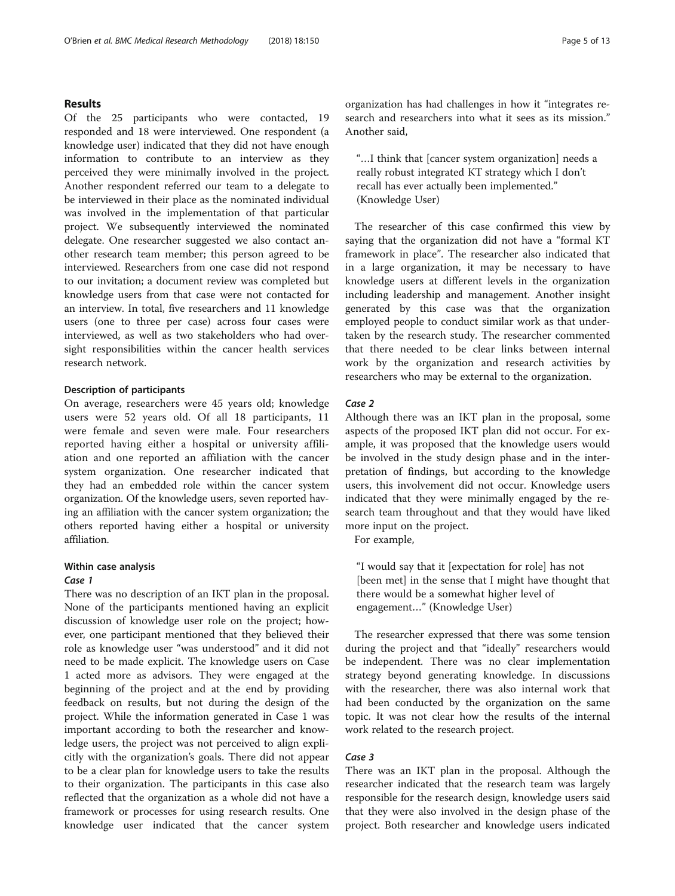## Results

Of the 25 participants who were contacted, 19 responded and 18 were interviewed. One respondent (a knowledge user) indicated that they did not have enough information to contribute to an interview as they perceived they were minimally involved in the project. Another respondent referred our team to a delegate to be interviewed in their place as the nominated individual was involved in the implementation of that particular project. We subsequently interviewed the nominated delegate. One researcher suggested we also contact another research team member; this person agreed to be interviewed. Researchers from one case did not respond to our invitation; a document review was completed but knowledge users from that case were not contacted for an interview. In total, five researchers and 11 knowledge users (one to three per case) across four cases were interviewed, as well as two stakeholders who had oversight responsibilities within the cancer health services research network.

### Description of participants

On average, researchers were 45 years old; knowledge users were 52 years old. Of all 18 participants, 11 were female and seven were male. Four researchers reported having either a hospital or university affiliation and one reported an affiliation with the cancer system organization. One researcher indicated that they had an embedded role within the cancer system organization. Of the knowledge users, seven reported having an affiliation with the cancer system organization; the others reported having either a hospital or university affiliation.

### Within case analysis

#### *Case 1*

There was no description of an IKT plan in the proposal. None of the participants mentioned having an explicit discussion of knowledge user role on the project; however, one participant mentioned that they believed their role as knowledge user "was understood" and it did not need to be made explicit. The knowledge users on Case 1 acted more as advisors. They were engaged at the beginning of the project and at the end by providing feedback on results, but not during the design of the project. While the information generated in Case 1 was important according to both the researcher and knowledge users, the project was not perceived to align explicitly with the organization's goals. There did not appear to be a clear plan for knowledge users to take the results to their organization. The participants in this case also reflected that the organization as a whole did not have a framework or processes for using research results. One knowledge user indicated that the cancer system organization has had challenges in how it "integrates research and researchers into what it sees as its mission." Another said,

> "…I think that [cancer system organization] needs a really robust integrated KT strategy which I don't recall has ever actually been implemented." (Knowledge User)

The researcher of this case confirmed this view by saying that the organization did not have a "formal KT framework in place". The researcher also indicated that in a large organization, it may be necessary to have knowledge users at different levels in the organization including leadership and management. Another insight generated by this case was that the organization employed people to conduct similar work as that undertaken by the research study. The researcher commented that there needed to be clear links between internal work by the organization and research activities by researchers who may be external to the organization.

#### *Case 2*

Although there was an IKT plan in the proposal, some aspects of the proposed IKT plan did not occur. For example, it was proposed that the knowledge users would be involved in the study design phase and in the interpretation of findings, but according to the knowledge users, this involvement did not occur. Knowledge users indicated that they were minimally engaged by the research team throughout and that they would have liked more input on the project.

For example,

> "I would say that it [expectation for role] has not [been met] in the sense that I might have thought that there would be a somewhat higher level of engagement…" (Knowledge User)

The researcher expressed that there was some tension during the project and that "ideally" researchers would be independent. There was no clear implementation strategy beyond generating knowledge. In discussions with the researcher, there was also internal work that had been conducted by the organization on the same topic. It was not clear how the results of the internal work related to the research project.

#### *Case 3*

There was an IKT plan in the proposal. Although the researcher indicated that the research team was largely responsible for the research design, knowledge users said that they were also involved in the design phase of the project. Both researcher and knowledge users indicated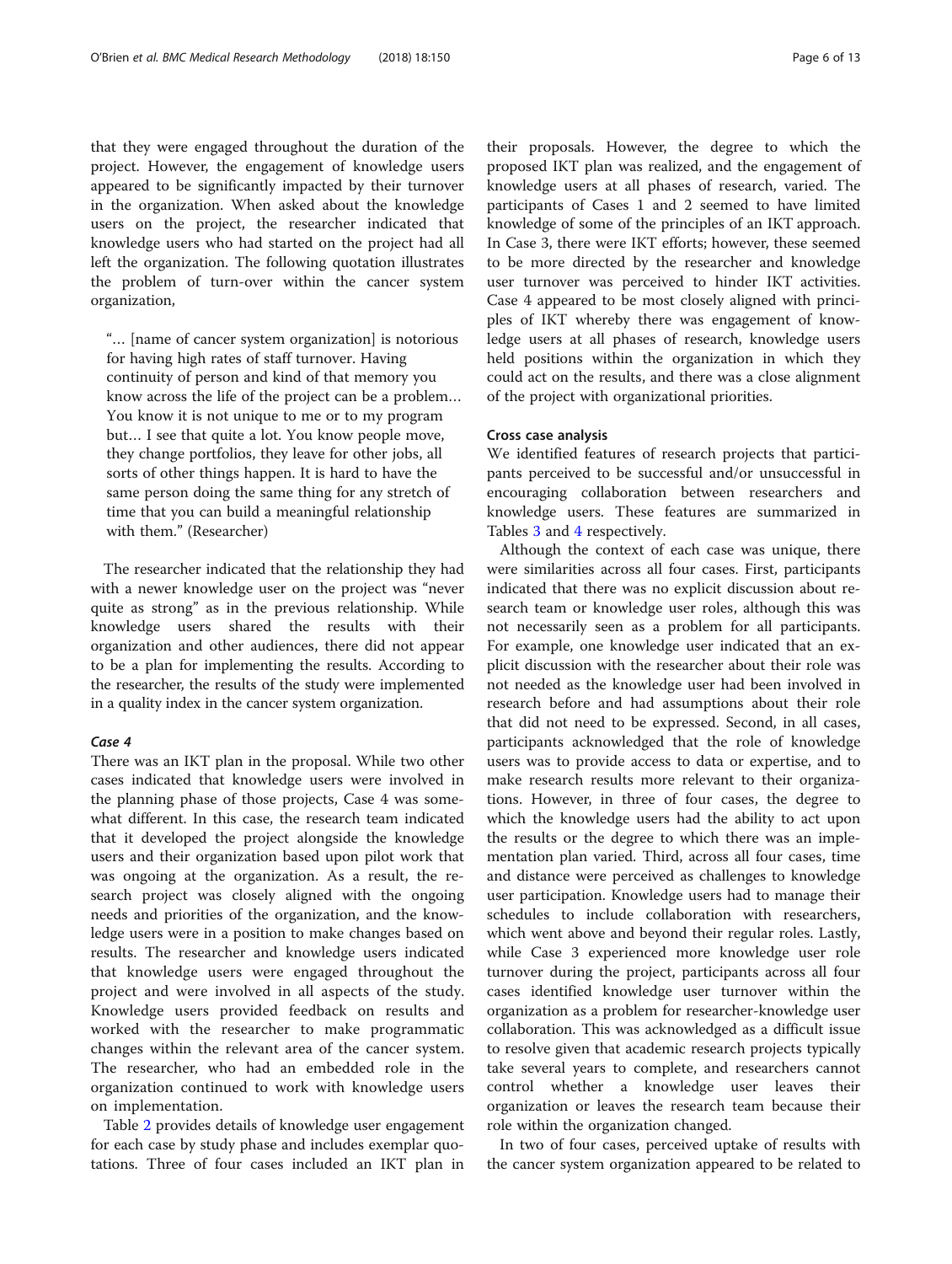that they were engaged throughout the duration of the project. However, the engagement of knowledge users appeared to be significantly impacted by their turnover in the organization. When asked about the knowledge users on the project, the researcher indicated that knowledge users who had started on the project had all left the organization. The following quotation illustrates the problem of turn-over within the cancer system organization,

> "… [name of cancer system organization] is notorious for having high rates of staff turnover. Having continuity of person and kind of that memory you know across the life of the project can be a problem… You know it is not unique to me or to my program but… I see that quite a lot. You know people move, they change portfolios, they leave for other jobs, all sorts of other things happen. It is hard to have the same person doing the same thing for any stretch of time that you can build a meaningful relationship with them." (Researcher)

The researcher indicated that the relationship they had with a newer knowledge user on the project was "never quite as strong" as in the previous relationship. While knowledge users shared the results with their organization and other audiences, there did not appear to be a plan for implementing the results. According to the researcher, the results of the study were implemented in a quality index in the cancer system organization.

#### Case 4

There was an IKT plan in the proposal. While two other cases indicated that knowledge users were involved in the planning phase of those projects, Case 4 was somewhat different. In this case, the research team indicated that it developed the project alongside the knowledge users and their organization based upon pilot work that was ongoing at the organization. As a result, the research project was closely aligned with the ongoing needs and priorities of the organization, and the knowledge users were in a position to make changes based on results. The researcher and knowledge users indicated that knowledge users were engaged throughout the project and were involved in all aspects of the study. Knowledge users provided feedback on results and worked with the researcher to make programmatic changes within the relevant area of the cancer system. The researcher, who had an embedded role in the organization continued to work with knowledge users on implementation.

Table 2 provides details of knowledge user engagement for each case by study phase and includes exemplar quotations. Three of four cases included an IKT plan in their proposals. However, the degree to which the proposed IKT plan was realized, and the engagement of knowledge users at all phases of research, varied. The participants of Cases 1 and 2 seemed to have limited knowledge of some of the principles of an IKT approach. In Case 3, there were IKT efforts; however, these seemed to be more directed by the researcher and knowledge user turnover was perceived to hinder IKT activities. Case 4 appeared to be most closely aligned with principles of IKT whereby there was engagement of knowledge users at all phases of research, knowledge users held positions within the organization in which they could act on the results, and there was a close alignment of the project with organizational priorities.

### Cross case analysis

We identified features of research projects that participants perceived to be successful and/or unsuccessful in encouraging collaboration between researchers and knowledge users. These features are summarized in Tables 3 and 4 respectively.

Although the context of each case was unique, there were similarities across all four cases. First, participants indicated that there was no explicit discussion about research team or knowledge user roles, although this was not necessarily seen as a problem for all participants. For example, one knowledge user indicated that an explicit discussion with the researcher about their role was not needed as the knowledge user had been involved in research before and had assumptions about their role that did not need to be expressed. Second, in all cases, participants acknowledged that the role of knowledge users was to provide access to data or expertise, and to make research results more relevant to their organizations. However, in three of four cases, the degree to which the knowledge users had the ability to act upon the results or the degree to which there was an implementation plan varied. Third, across all four cases, time and distance were perceived as challenges to knowledge user participation. Knowledge users had to manage their schedules to include collaboration with researchers, which went above and beyond their regular roles. Lastly, while Case 3 experienced more knowledge user role turnover during the project, participants across all four cases identified knowledge user turnover within the organization as a problem for researcher-knowledge user collaboration. This was acknowledged as a difficult issue to resolve given that academic research projects typically take several years to complete, and researchers cannot control whether a knowledge user leaves their organization or leaves the research team because their role within the organization changed.

In two of four cases, perceived uptake of results with the cancer system organization appeared to be related to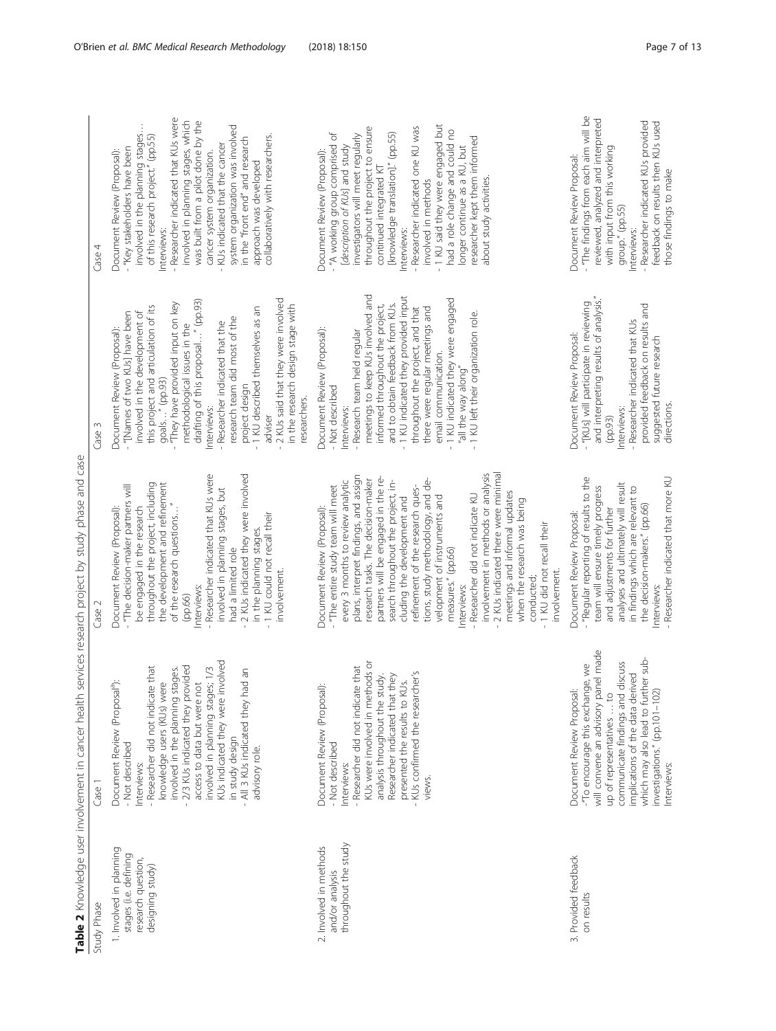**Table 2** Knowledge user involvement in cancer health services research project by study phase and case

| Study Phase | Case 1 | Case 2 | Case 3 | Case 4 |
|---|---|---|---|---|
| 1. Involved in planning stages (i.e. defining research question, designing study) | Document Review (Proposal[a]): <br>- Not described <br>Interviews: <br>- Researcher did not indicate that knowledge users (KUs) were involved in the planning stages. <br>- 2/3 KUs indicated they provided access to data but were not involved in planning stages; 1/3 KUs indicated they were involved in study design <br>- All 3 KUs indicated they had an advisory role. | Document Review (Proposal): <br>- "The decision-maker partners will be engaged in the research throughout the project, including the development and refinement of the research questions…" (pp.66) <br>Interviews: <br>- Researcher indicated that KUs were involved in planning stages, but had a limited role <br>- 2 KUs indicated they were involved in the planning stages. <br>- 1 KU could not recall their involvement. | Document Review (Proposal): <br>- "[Names of two KUs] have been involved in the development of this project and articulation of its goals…" (pp.93) <br>- "They have provided input on key methodological issues in the drafting of this proposal…" (pp.93) <br>Interviews: <br>- Researcher indicated that the research team did most of the project design <br>- 1 KU described themselves as an adviser <br>- 2 KUs said that they were involved in the research design stage with researchers. | Document Review (Proposal): <br>- "Key stakeholders have been involved in the planning stages… of this research project." (pp.55) <br>Interviews: <br>- Researcher indicated that KUs were involved in planning stages, which was built from a pilot done by the cancer system organization. <br>- KUs indicated that the cancer system organization was involved in the "front end" and research approach was developed collaboratively with researchers. |
| 2. Involved in methods and/or analysis throughout the study | Document Review (Proposal): <br>- Not described <br>Interviews: <br>- Researcher did not indicate that KUs were involved in methods or analysis throughout the study. Researcher indicated that they presented the results to KUs. <br>- KUs confirmed the researcher's views. | Document Review (Proposal): <br>- "The entire study team will meet every 3 months to review analytic plans, interpret findings, and assign research tasks. The decision-maker partners will be engaged in the research throughout the project, including the development and refinement of the research questions, study methodology, and development of instruments and measures." (pp.66) <br>Interviews: <br>- Researcher did not indicate KU involvement in methods or analysis <br>- 2 KUs indicated there were minimal meetings and informal updates when the research was being conducted; <br>- 1 KU did not recall their involvement. | Document Review (Proposal): <br>- Not described <br>Interviews: <br>- Research team held regular meetings to keep KUs involved and informed throughout the project, and to obtain feedback from KUs. <br>- 1 KU indicated they provided input throughout the project, and that there were regular meetings and email communication. <br>- 1 KU indicated they were engaged "all the way along" <br>- 1 KU left their organization role. | Document Review (Proposal): <br>- "A working group comprised of [description of KUs] and study investigators will meet regularly throughout the project to ensure continued integrated KT [knowledge translation]." (pp.55) <br>Interviews: <br>- Researcher indicated one KU was involved in methods <br>- 1 KU said they were engaged but had a role change and could no longer continue as a KU, but researcher kept them informed about study activities. |
| 3. Provided feedback on results | Document Review Proposal: <br>-"To encourage this exchange, we will convene an advisory panel made up of representatives … to communicate findings and discuss implications of the data derived which may also lead to further sub-investigations." (pp.101–102) <br>Interviews: | Document Review Proposal: <br>- "Regular reporting of results to the team will ensure timely progress and adjustments for further analyses and ultimately will result in findings which are relevant to the decision-makers." (pp.66) <br>Interviews: <br>- Researcher indicated that more KU | Document Review Proposal: <br>- "[KUs] will participate in reviewing and interpreting results of analysis." (pp.93) <br>Interviews: <br>- Researcher indicated that KUs provided feedback on results and suggested future research directions. | Document Review Proposal: <br>- "The findings from each aim will be reviewed, analyzed and interpreted with input from this working group." (pp.55) <br>Interviews: <br>- Researcher indicated KUs provided feedback on results then KUs used those findings to make |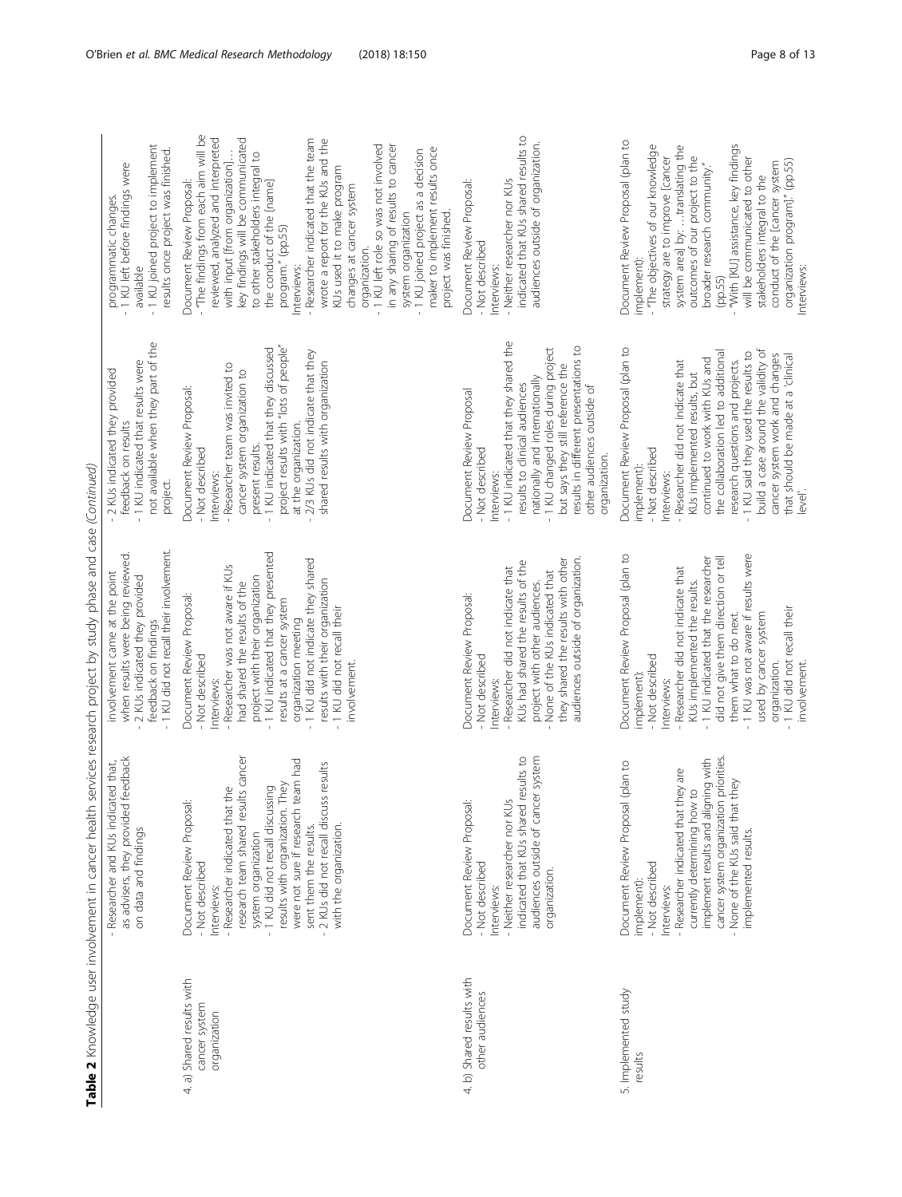**Table 2** Knowledge user involvement in cancer health services research project by study phase and case *(Continued)*

| | | | | |
|---|---|---|---|---|
| | - Researcher and KUs indicated that, as advisers, they provided feedback on data and findings | involvement came at the point when results were being reviewed.<br>- 2 KUs indicated they provided feedback on findings<br>- 1 KU did not recall their involvement. | - 2 KUs indicated they provided feedback on results<br>- 1 KU indicated that results were not available when they part of the project. | programmatic changes.<br>- 1 KU left before findings were available<br>- 1 KU joined project to implement results once project was finished. |
| 4. a) Shared results with cancer system organization | Document Review Proposal:<br>- Not described<br>Interviews:<br>- Researcher indicated that the research team shared results cancer system organization<br>- 1 KU did not recall discussing results with organization. They were not sure if research team had sent them the results.<br>- 2 KUs did not recall discuss results with the organization. | Document Review Proposal:<br>- Not described<br>Interviews:<br>- Researcher was not aware if KUs had shared the results of the project with their organization<br>- 1 KU indicated that they presented results at a cancer system organization meeting<br>- 1 KU did not indicate they shared results with their organization<br>- 1 KU did not recall their involvement. | Document Review Proposal:<br>- Not described<br>Interviews:<br>- Researcher team was invited to cancer system organization to present results.<br>- 1 KU indicated that they discussed project results with "lots of people" at the organization.<br>- 2/3 KUs did not indicate that they shared results with organization | Document Review Proposal:<br>- "The findings from each aim will be reviewed, analyzed and interpreted with input [from organization]… key findings will be communicated to other stakeholders integral to the conduct of the [name] program." (pp.55)<br>Interviews:<br>- Researcher indicated that the team wrote a report for the KUs and the KUs used it to make program changes at cancer system organization.<br>- 1 KU left role so was not involved in any sharing of results to cancer system organization<br>- 1 KU joined project as a decision maker to implement results once project was finished. |
| 4. b) Shared results with other audiences | Document Review Proposal:<br>- Not described<br>Interviews:<br>- Neither researcher nor KUs indicated that KUs shared results to audiences outside of cancer system organization. | Document Review Proposal:<br>- Not described<br>Interviews:<br>- Researcher did not indicate that KUs had shared the results of the project with other audiences.<br>- None of the KUs indicated that they shared the results with other audiences outside of organization. | Document Review Proposal<br>- Not described<br>Interviews:<br>- 1 KU indicated that they shared the results to clinical audiences nationally and internationally<br>- 1 KU changed roles during project but says they still reference the results in different presentations to other audiences outside of organization. | Document Review Proposal:<br>- Not described<br>Interviews:<br>- Neither researcher nor KUs indicated that KUs shared results to audiences outside of organization. |
| 5. Implemented study results | Document Review Proposal (plan to implement):<br>- Not described<br>Interviews:<br>- Researcher indicated that they are currently determining how to implement results and aligning with cancer system organization priorities.<br>- None of the KUs said that they implemented results. | Document Review Proposal (plan to implement):<br>- Not described<br>Interviews:<br>- Researcher did not indicate that KUs implemented the results.<br>- 1 KU indicated that the researcher did not give them direction or tell them what to do next.<br>- 1 KU was not aware if results were used by cancer system organization.<br>- 1 KU did not recall their involvement. | Document Review Proposal (plan to implement):<br>- Not described<br>Interviews:<br>- Researcher did not indicate that KUs implemented results, but continued to work with KUs and the collaboration led to additional research questions and projects.<br>- 1 KU said they used the results to build a case around the validity of cancer system work and changes that should be made at a 'clinical level'. | Document Review Proposal (plan to implement):<br>- "The objectives of our knowledge strategy are to improve [cancer system area] by: …translating the outcomes of our project to the broader research community." (pp.55)<br>- "With [KU] assistance, key findings will be communicated to other stakeholders integral to the conduct of the [cancer system organization program]." (pp.55)<br>Interviews: |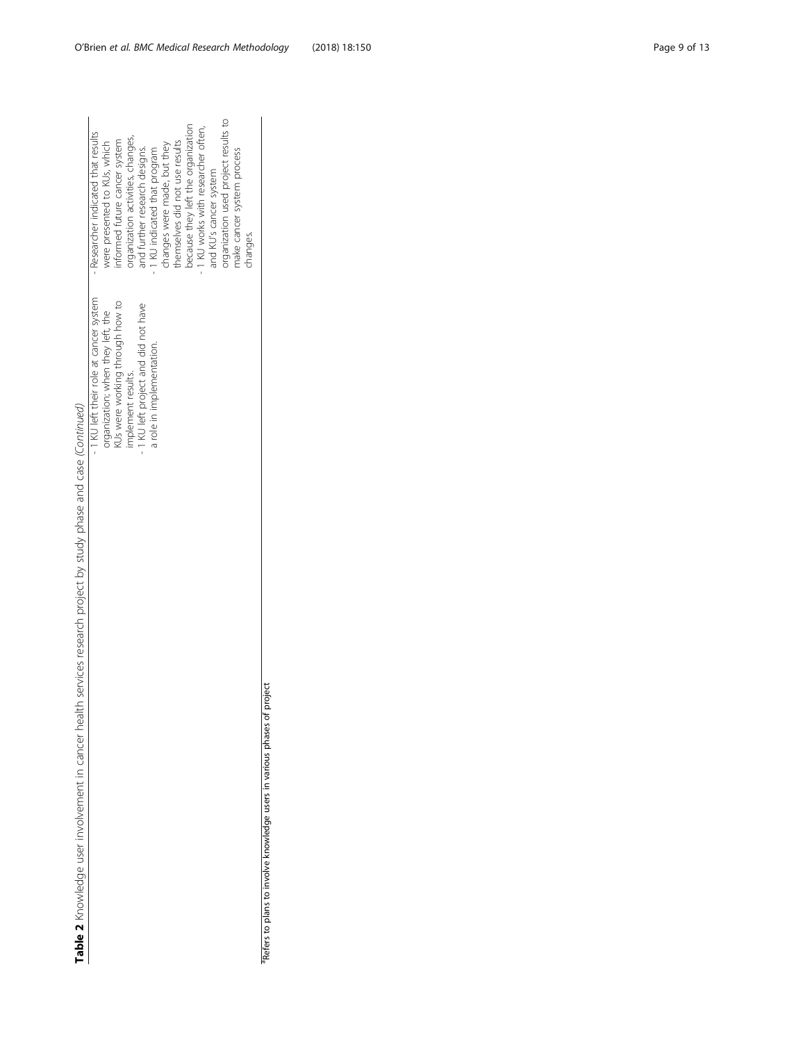**Table 2** Knowledge user involvement in cancer health services research project by study phase and case *(Continued)*

| | | |
|---|---|---|
| | - 1 KU left their role at cancer system organization; when they left, the KUs were working through how to implement results.<br>- 1 KU left project and did not have a role in implementation. | - Researcher indicated that results were presented to KUs, which informed future cancer system organization activities, changes, and further research designs.<br>- 1 KU indicated that program changes were made, but they themselves did not use results because they left the organization<br>- 1 KU works with researcher often, and KU's cancer system organization used project results to make cancer system process changes. |

[a]Refers to plans to involve knowledge users in various phases of project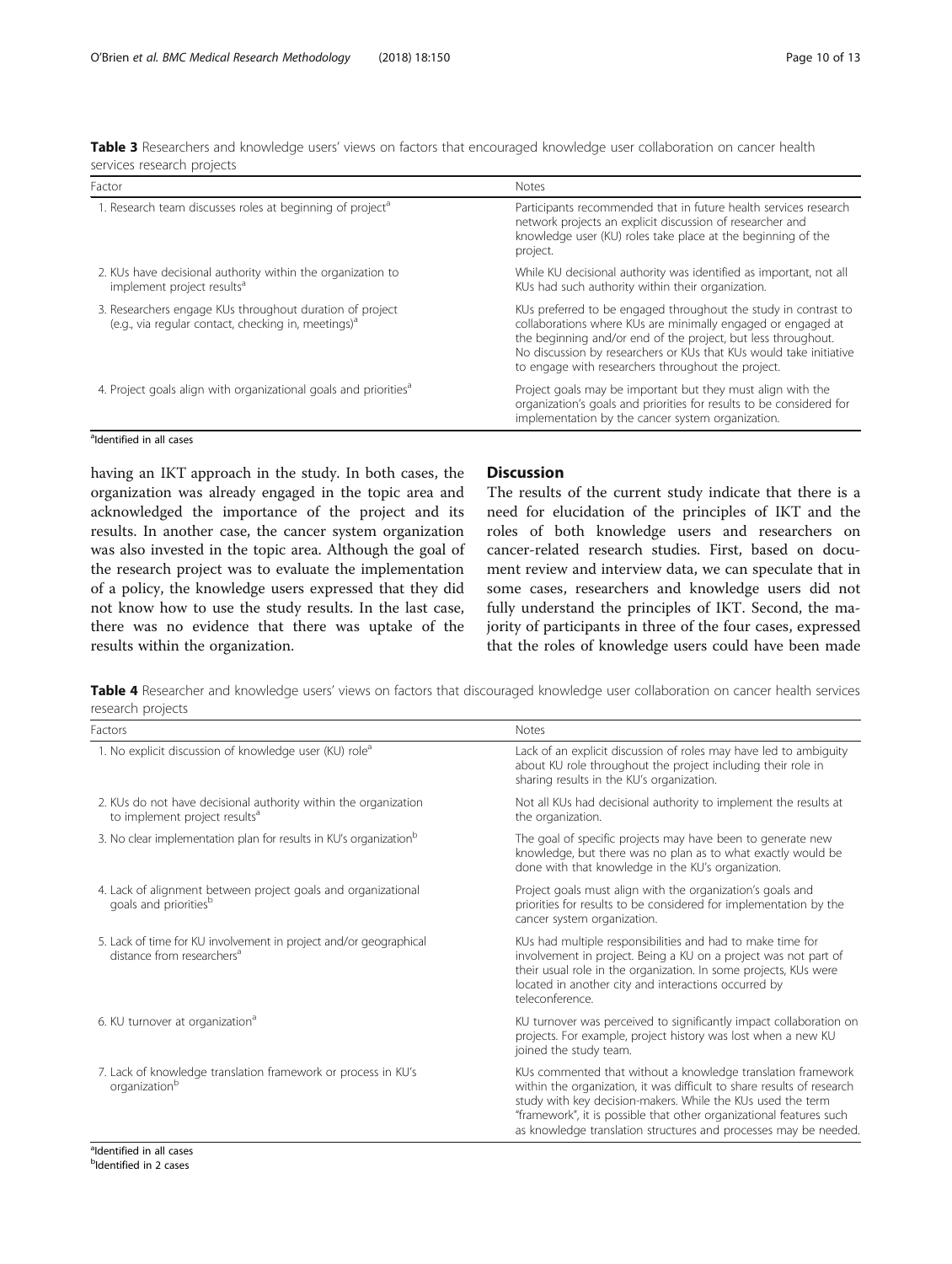**Table 3** Researchers and knowledge users' views on factors that encouraged knowledge user collaboration on cancer health services research projects

| Factor | Notes |
|---|---|
| 1. Research team discusses roles at beginning of project[a] | Participants recommended that in future health services research network projects an explicit discussion of researcher and knowledge user (KU) roles take place at the beginning of the project. |
| 2. KUs have decisional authority within the organization to implement project results[a] | While KU decisional authority was identified as important, not all KUs had such authority within their organization. |
| 3. Researchers engage KUs throughout duration of project (e.g., via regular contact, checking in, meetings)[a] | KUs preferred to be engaged throughout the study in contrast to collaborations where KUs are minimally engaged or engaged at the beginning and/or end of the project, but less throughout. No discussion by researchers or KUs that KUs would take initiative to engage with researchers throughout the project. |
| 4. Project goals align with organizational goals and priorities[a] | Project goals may be important but they must align with the organization's goals and priorities for results to be considered for implementation by the cancer system organization. |

[a]Identified in all cases

having an IKT approach in the study. In both cases, the organization was already engaged in the topic area and acknowledged the importance of the project and its results. In another case, the cancer system organization was also invested in the topic area. Although the goal of the research project was to evaluate the implementation of a policy, the knowledge users expressed that they did not know how to use the study results. In the last case, there was no evidence that there was uptake of the results within the organization.

## Discussion

The results of the current study indicate that there is a need for elucidation of the principles of IKT and the roles of both knowledge users and researchers on cancer-related research studies. First, based on document review and interview data, we can speculate that in some cases, researchers and knowledge users did not fully understand the principles of IKT. Second, the majority of participants in three of the four cases, expressed that the roles of knowledge users could have been made

**Table 4** Researcher and knowledge users' views on factors that discouraged knowledge user collaboration on cancer health services research projects

| Factors | Notes |
|---|---|
| 1. No explicit discussion of knowledge user (KU) role[a] | Lack of an explicit discussion of roles may have led to ambiguity about KU role throughout the project including their role in sharing results in the KU's organization. |
| 2. KUs do not have decisional authority within the organization to implement project results[a] | Not all KUs had decisional authority to implement the results at the organization. |
| 3. No clear implementation plan for results in KU's organization[b] | The goal of specific projects may have been to generate new knowledge, but there was no plan as to what exactly would be done with that knowledge in the KU's organization. |
| 4. Lack of alignment between project goals and organizational goals and priorities[b] | Project goals must align with the organization's goals and priorities for results to be considered for implementation by the cancer system organization. |
| 5. Lack of time for KU involvement in project and/or geographical distance from researchers[a] | KUs had multiple responsibilities and had to make time for involvement in project. Being a KU on a project was not part of their usual role in the organization. In some projects, KUs were located in another city and interactions occurred by teleconference. |
| 6. KU turnover at organization[a] | KU turnover was perceived to significantly impact collaboration on projects. For example, project history was lost when a new KU joined the study team. |
| 7. Lack of knowledge translation framework or process in KU's organization[b] | KUs commented that without a knowledge translation framework within the organization, it was difficult to share results of research study with key decision-makers. While the KUs used the term "framework", it is possible that other organizational features such as knowledge translation structures and processes may be needed. |

[a]Identified in all cases
[b]Identified in 2 cases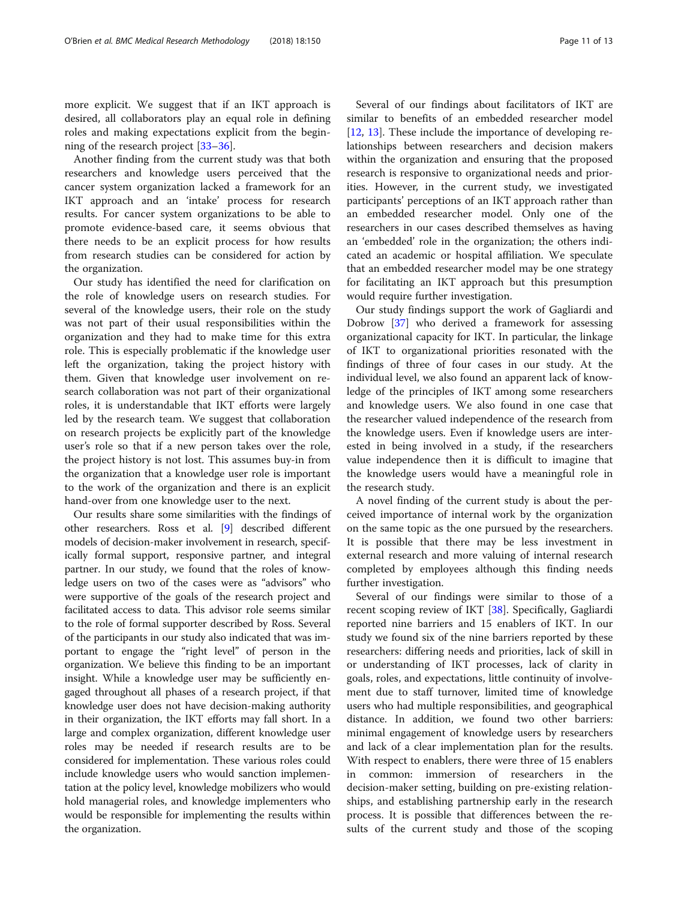more explicit. We suggest that if an IKT approach is desired, all collaborators play an equal role in defining roles and making expectations explicit from the beginning of the research project [33–36].

Another finding from the current study was that both researchers and knowledge users perceived that the cancer system organization lacked a framework for an IKT approach and an 'intake' process for research results. For cancer system organizations to be able to promote evidence-based care, it seems obvious that there needs to be an explicit process for how results from research studies can be considered for action by the organization.

Our study has identified the need for clarification on the role of knowledge users on research studies. For several of the knowledge users, their role on the study was not part of their usual responsibilities within the organization and they had to make time for this extra role. This is especially problematic if the knowledge user left the organization, taking the project history with them. Given that knowledge user involvement on research collaboration was not part of their organizational roles, it is understandable that IKT efforts were largely led by the research team. We suggest that collaboration on research projects be explicitly part of the knowledge user's role so that if a new person takes over the role, the project history is not lost. This assumes buy-in from the organization that a knowledge user role is important to the work of the organization and there is an explicit hand-over from one knowledge user to the next.

Our results share some similarities with the findings of other researchers. Ross et al. [9] described different models of decision-maker involvement in research, specifically formal support, responsive partner, and integral partner. In our study, we found that the roles of knowledge users on two of the cases were as "advisors" who were supportive of the goals of the research project and facilitated access to data. This advisor role seems similar to the role of formal supporter described by Ross. Several of the participants in our study also indicated that was important to engage the "right level" of person in the organization. We believe this finding to be an important insight. While a knowledge user may be sufficiently engaged throughout all phases of a research project, if that knowledge user does not have decision-making authority in their organization, the IKT efforts may fall short. In a large and complex organization, different knowledge user roles may be needed if research results are to be considered for implementation. These various roles could include knowledge users who would sanction implementation at the policy level, knowledge mobilizers who would hold managerial roles, and knowledge implementers who would be responsible for implementing the results within the organization.

Several of our findings about facilitators of IKT are similar to benefits of an embedded researcher model [12, 13]. These include the importance of developing relationships between researchers and decision makers within the organization and ensuring that the proposed research is responsive to organizational needs and priorities. However, in the current study, we investigated participants' perceptions of an IKT approach rather than an embedded researcher model. Only one of the researchers in our cases described themselves as having an 'embedded' role in the organization; the others indicated an academic or hospital affiliation. We speculate that an embedded researcher model may be one strategy for facilitating an IKT approach but this presumption would require further investigation.

Our study findings support the work of Gagliardi and Dobrow [37] who derived a framework for assessing organizational capacity for IKT. In particular, the linkage of IKT to organizational priorities resonated with the findings of three of four cases in our study. At the individual level, we also found an apparent lack of knowledge of the principles of IKT among some researchers and knowledge users. We also found in one case that the researcher valued independence of the research from the knowledge users. Even if knowledge users are interested in being involved in a study, if the researchers value independence then it is difficult to imagine that the knowledge users would have a meaningful role in the research study.

A novel finding of the current study is about the perceived importance of internal work by the organization on the same topic as the one pursued by the researchers. It is possible that there may be less investment in external research and more valuing of internal research completed by employees although this finding needs further investigation.

Several of our findings were similar to those of a recent scoping review of IKT [38]. Specifically, Gagliardi reported nine barriers and 15 enablers of IKT. In our study we found six of the nine barriers reported by these researchers: differing needs and priorities, lack of skill in or understanding of IKT processes, lack of clarity in goals, roles, and expectations, little continuity of involvement due to staff turnover, limited time of knowledge users who had multiple responsibilities, and geographical distance. In addition, we found two other barriers: minimal engagement of knowledge users by researchers and lack of a clear implementation plan for the results. With respect to enablers, there were three of 15 enablers in common: immersion of researchers in the decision-maker setting, building on pre-existing relationships, and establishing partnership early in the research process. It is possible that differences between the results of the current study and those of the scoping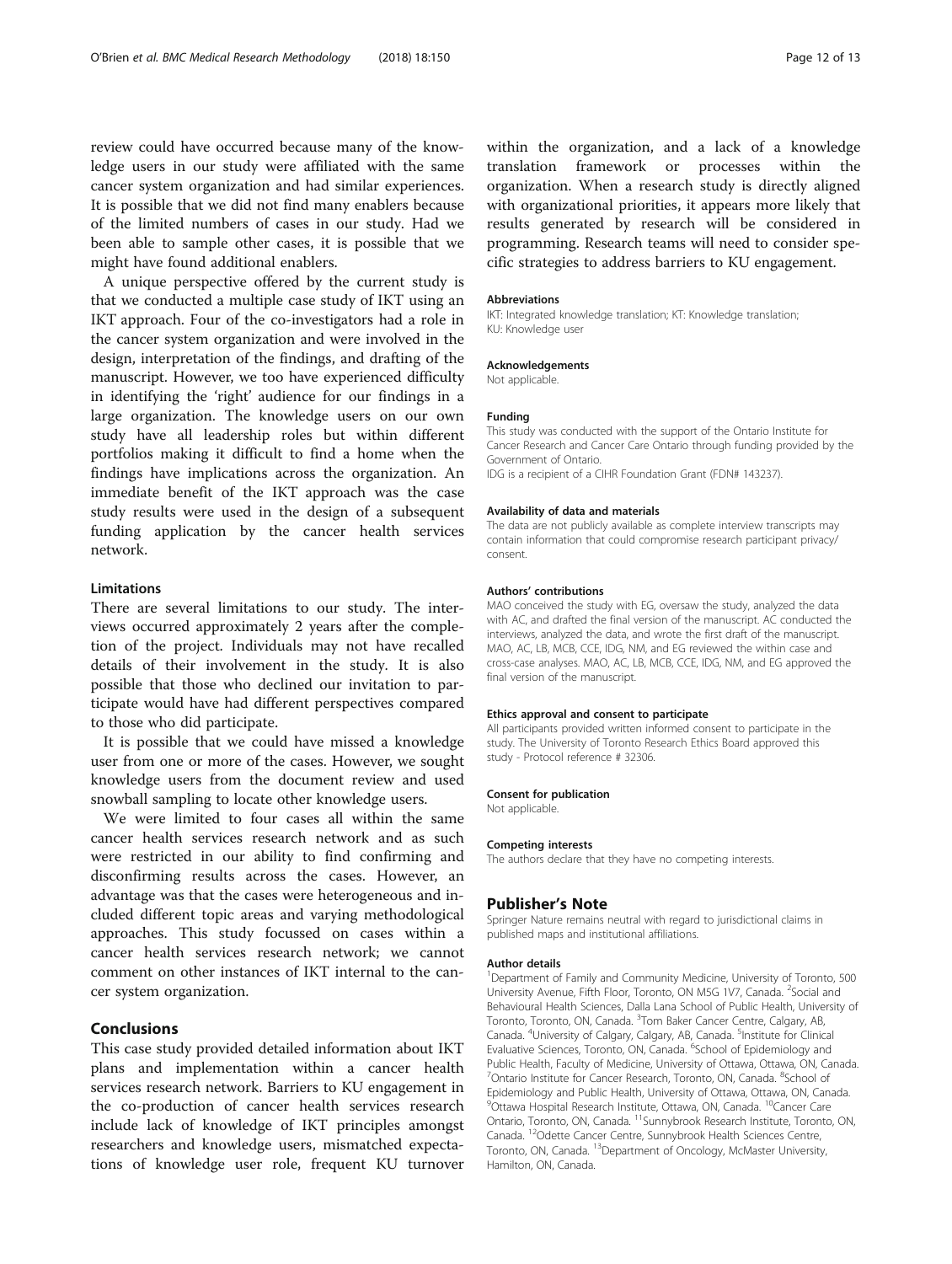review could have occurred because many of the knowledge users in our study were affiliated with the same cancer system organization and had similar experiences. It is possible that we did not find many enablers because of the limited numbers of cases in our study. Had we been able to sample other cases, it is possible that we might have found additional enablers.

A unique perspective offered by the current study is that we conducted a multiple case study of IKT using an IKT approach. Four of the co-investigators had a role in the cancer system organization and were involved in the design, interpretation of the findings, and drafting of the manuscript. However, we too have experienced difficulty in identifying the 'right' audience for our findings in a large organization. The knowledge users on our own study have all leadership roles but within different portfolios making it difficult to find a home when the findings have implications across the organization. An immediate benefit of the IKT approach was the case study results were used in the design of a subsequent funding application by the cancer health services network.

### Limitations

There are several limitations to our study. The interviews occurred approximately 2 years after the completion of the project. Individuals may not have recalled details of their involvement in the study. It is also possible that those who declined our invitation to participate would have had different perspectives compared to those who did participate.

It is possible that we could have missed a knowledge user from one or more of the cases. However, we sought knowledge users from the document review and used snowball sampling to locate other knowledge users.

We were limited to four cases all within the same cancer health services research network and as such were restricted in our ability to find confirming and disconfirming results across the cases. However, an advantage was that the cases were heterogeneous and included different topic areas and varying methodological approaches. This study focussed on cases within a cancer health services research network; we cannot comment on other instances of IKT internal to the cancer system organization.

## Conclusions

This case study provided detailed information about IKT plans and implementation within a cancer health services research network. Barriers to KU engagement in the co-production of cancer health services research include lack of knowledge of IKT principles amongst researchers and knowledge users, mismatched expectations of knowledge user role, frequent KU turnover within the organization, and a lack of a knowledge translation framework or processes within the organization. When a research study is directly aligned with organizational priorities, it appears more likely that results generated by research will be considered in programming. Research teams will need to consider specific strategies to address barriers to KU engagement.

#### Abbreviations

IKT: Integrated knowledge translation; KT: Knowledge translation; KU: Knowledge user

#### Acknowledgements

Not applicable.

#### Funding

This study was conducted with the support of the Ontario Institute for Cancer Research and Cancer Care Ontario through funding provided by the Government of Ontario.
IDG is a recipient of a CIHR Foundation Grant (FDN# 143237).

#### Availability of data and materials

The data are not publicly available as complete interview transcripts may contain information that could compromise research participant privacy/consent.

#### Authors' contributions

MAO conceived the study with EG, oversaw the study, analyzed the data with AC, and drafted the final version of the manuscript. AC conducted the interviews, analyzed the data, and wrote the first draft of the manuscript. MAO, AC, LB, MCB, CCE, IDG, NM, and EG reviewed the within case and cross-case analyses. MAO, AC, LB, MCB, CCE, IDG, NM, and EG approved the final version of the manuscript.

#### Ethics approval and consent to participate

All participants provided written informed consent to participate in the study. The University of Toronto Research Ethics Board approved this study - Protocol reference # 32306.

#### Consent for publication

Not applicable.

#### Competing interests

The authors declare that they have no competing interests.

## Publisher's Note

Springer Nature remains neutral with regard to jurisdictional claims in published maps and institutional affiliations.

#### Author details

[1]Department of Family and Community Medicine, University of Toronto, 500 University Avenue, Fifth Floor, Toronto, ON M5G 1V7, Canada. [2]Social and Behavioural Health Sciences, Dalla Lana School of Public Health, University of Toronto, Toronto, ON, Canada. [3]Tom Baker Cancer Centre, Calgary, AB, Canada. [4]University of Calgary, Calgary, AB, Canada. [5]Institute for Clinical Evaluative Sciences, Toronto, ON, Canada. [6]School of Epidemiology and Public Health, Faculty of Medicine, University of Ottawa, Ottawa, ON, Canada. [7]Ontario Institute for Cancer Research, Toronto, ON, Canada. [8]School of Epidemiology and Public Health, University of Ottawa, Ottawa, ON, Canada. [9]Ottawa Hospital Research Institute, Ottawa, ON, Canada. [10]Cancer Care Ontario, Toronto, ON, Canada. [11]Sunnybrook Research Institute, Toronto, ON, Canada. [12]Odette Cancer Centre, Sunnybrook Health Sciences Centre, Toronto, ON, Canada. [13]Department of Oncology, McMaster University, Hamilton, ON, Canada.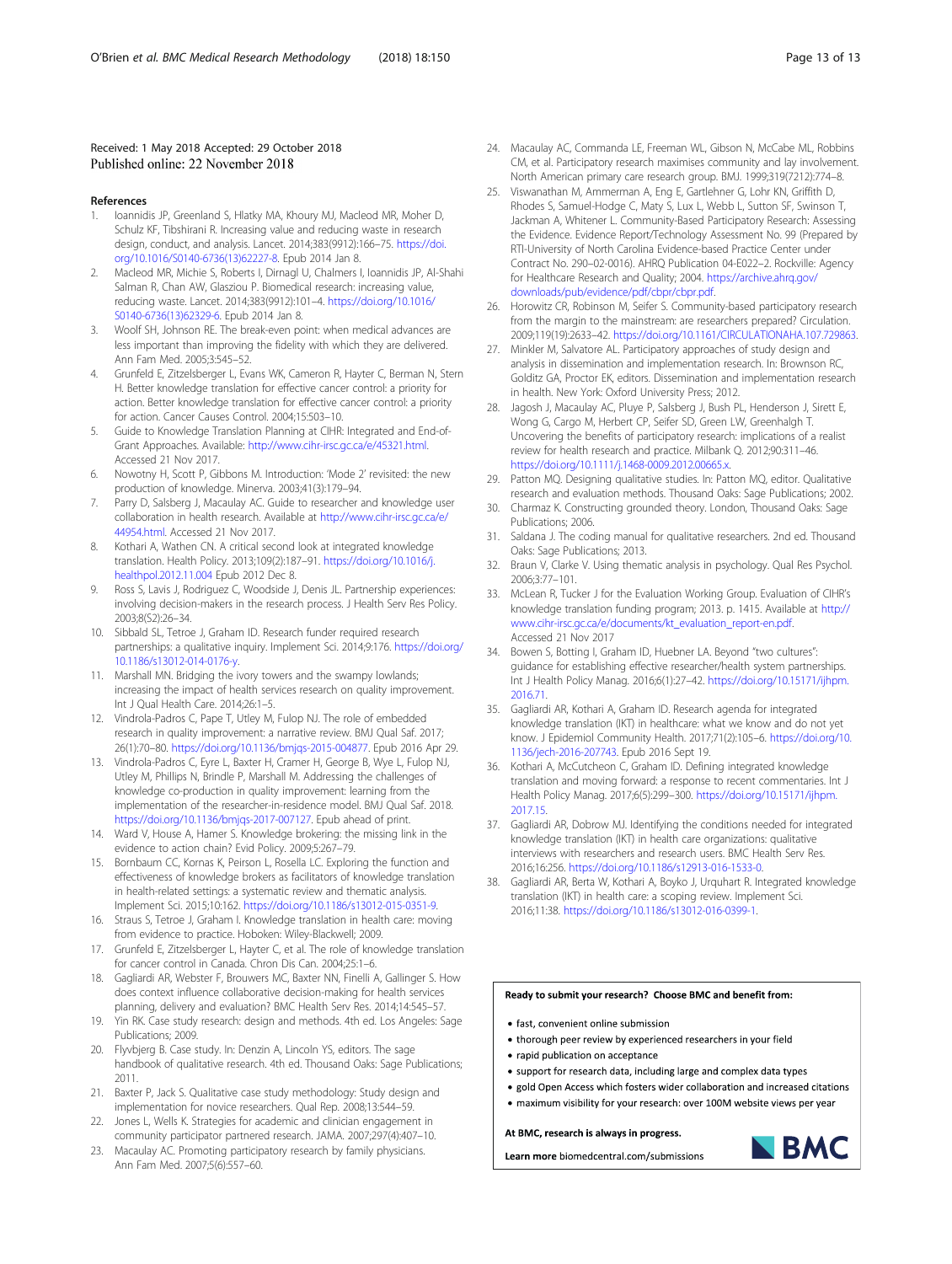Received: 1 May 2018 Accepted: 29 October 2018
Published online: 22 November 2018

## References

1. Ioannidis JP, Greenland S, Hlatky MA, Khoury MJ, Macleod MR, Moher D, Schulz KF, Tibshirani R. Increasing value and reducing waste in research design, conduct, and analysis. Lancet. 2014;383(9912):166–75. https://doi.org/10.1016/S0140-6736(13)62227-8. Epub 2014 Jan 8.
2. Macleod MR, Michie S, Roberts I, Dirnagl U, Chalmers I, Ioannidis JP, Al-Shahi Salman R, Chan AW, Glasziou P. Biomedical research: increasing value, reducing waste. Lancet. 2014;383(9912):101–4. https://doi.org/10.1016/S0140-6736(13)62329-6. Epub 2014 Jan 8.
3. Woolf SH, Johnson RE. The break-even point: when medical advances are less important than improving the fidelity with which they are delivered. Ann Fam Med. 2005;3:545–52.
4. Grunfeld E, Zitzelsberger L, Evans WK, Cameron R, Hayter C, Berman N, Stern H. Better knowledge translation for effective cancer control: a priority for action. Better knowledge translation for effective cancer control: a priority for action. Cancer Causes Control. 2004;15:503–10.
5. Guide to Knowledge Translation Planning at CIHR: Integrated and End-of-Grant Approaches. Available: http://www.cihr-irsc.gc.ca/e/45321.html. Accessed 21 Nov 2017.
6. Nowotny H, Scott P, Gibbons M. Introduction: 'Mode 2' revisited: the new production of knowledge. Minerva. 2003;41(3):179–94.
7. Parry D, Salsberg J, Macaulay AC. Guide to researcher and knowledge user collaboration in health research. Available at http://www.cihr-irsc.gc.ca/e/44954.html. Accessed 21 Nov 2017.
8. Kothari A, Wathen CN. A critical second look at integrated knowledge translation. Health Policy. 2013;109(2):187–91. https://doi.org/10.1016/j.healthpol.2012.11.004 Epub 2012 Dec 8.
9. Ross S, Lavis J, Rodriguez C, Woodside J, Denis JL. Partnership experiences: involving decision-makers in the research process. J Health Serv Res Policy. 2003;8(S2):26–34.
10. Sibbald SL, Tetroe J, Graham ID. Research funder required research partnerships: a qualitative inquiry. Implement Sci. 2014;9:176. https://doi.org/10.1186/s13012-014-0176-y.
11. Marshall MN. Bridging the ivory towers and the swampy lowlands; increasing the impact of health services research on quality improvement. Int J Qual Health Care. 2014;26:1–5.
12. Vindrola-Padros C, Pape T, Utley M, Fulop NJ. The role of embedded research in quality improvement: a narrative review. BMJ Qual Saf. 2017;26(1):70–80. https://doi.org/10.1136/bmjqs-2015-004877. Epub 2016 Apr 29.
13. Vindrola-Padros C, Eyre L, Baxter H, Cramer H, George B, Wye L, Fulop NJ, Utley M, Phillips N, Brindle P, Marshall M. Addressing the challenges of knowledge co-production in quality improvement: learning from the implementation of the researcher-in-residence model. BMJ Qual Saf. 2018. https://doi.org/10.1136/bmjqs-2017-007127. Epub ahead of print.
14. Ward V, House A, Hamer S. Knowledge brokering: the missing link in the evidence to action chain? Evid Policy. 2009;5:267–79.
15. Bornbaum CC, Kornas K, Peirson L, Rosella LC. Exploring the function and effectiveness of knowledge brokers as facilitators of knowledge translation in health-related settings: a systematic review and thematic analysis. Implement Sci. 2015;10:162. https://doi.org/10.1186/s13012-015-0351-9.
16. Straus S, Tetroe J, Graham I. Knowledge translation in health care: moving from evidence to practice. Hoboken: Wiley-Blackwell; 2009.
17. Grunfeld E, Zitzelsberger L, Hayter C, et al. The role of knowledge translation for cancer control in Canada. Chron Dis Can. 2004;25:1–6.
18. Gagliardi AR, Webster F, Brouwers MC, Baxter NN, Finelli A, Gallinger S. How does context influence collaborative decision-making for health services planning, delivery and evaluation? BMC Health Serv Res. 2014;14:545–57.
19. Yin RK. Case study research: design and methods. 4th ed. Los Angeles: Sage Publications; 2009.
20. Flyvbjerg B. Case study. In: Denzin A, Lincoln YS, editors. The sage handbook of qualitative research. 4th ed. Thousand Oaks: Sage Publications; 2011.
21. Baxter P, Jack S. Qualitative case study methodology: Study design and implementation for novice researchers. Qual Rep. 2008;13:544–59.
22. Jones L, Wells K. Strategies for academic and clinician engagement in community participator partnered research. JAMA. 2007;297(4):407–10.
23. Macaulay AC. Promoting participatory research by family physicians. Ann Fam Med. 2007;5(6):557–60.
24. Macaulay AC, Commanda LE, Freeman WL, Gibson N, McCabe ML, Robbins CM, et al. Participatory research maximises community and lay involvement. North American primary care research group. BMJ. 1999;319(7212):774–8.
25. Viswanathan M, Ammerman A, Eng E, Gartlehner G, Lohr KN, Griffith D, Rhodes S, Samuel-Hodge C, Maty S, Lux L, Webb L, Sutton SF, Swinson T, Jackman A, Whitener L. Community-Based Participatory Research: Assessing the Evidence. Evidence Report/Technology Assessment No. 99 (Prepared by RTI-University of North Carolina Evidence-based Practice Center under Contract No. 290–02-0016). AHRQ Publication 04-E022–2. Rockville: Agency for Healthcare Research and Quality; 2004. https://archive.ahrq.gov/downloads/pub/evidence/pdf/cbpr/cbpr.pdf.
26. Horowitz CR, Robinson M, Seifer S. Community-based participatory research from the margin to the mainstream: are researchers prepared? Circulation. 2009;119(19):2633–42. https://doi.org/10.1161/CIRCULATIONAHA.107.729863.
27. Minkler M, Salvatore AL. Participatory approaches of study design and analysis in dissemination and implementation research. In: Brownson RC, Golditz GA, Proctor EK, editors. Dissemination and implementation research in health. New York: Oxford University Press; 2012.
28. Jagosh J, Macaulay AC, Pluye P, Salsberg J, Bush PL, Henderson J, Sirett E, Wong G, Cargo M, Herbert CP, Seifer SD, Green LW, Greenhalgh T. Uncovering the benefits of participatory research: implications of a realist review for health research and practice. Milbank Q. 2012;90:311–46. https://doi.org/10.1111/j.1468-0009.2012.00665.x.
29. Patton MQ. Designing qualitative studies. In: Patton MQ, editor. Qualitative research and evaluation methods. Thousand Oaks: Sage Publications; 2002.
30. Charmaz K. Constructing grounded theory. London, Thousand Oaks: Sage Publications; 2006.
31. Saldana J. The coding manual for qualitative researchers. 2nd ed. Thousand Oaks: Sage Publications; 2013.
32. Braun V, Clarke V. Using thematic analysis in psychology. Qual Res Psychol. 2006;3:77–101.
33. McLean R, Tucker J for the Evaluation Working Group. Evaluation of CIHR's knowledge translation funding program; 2013. p. 1415. Available at http://www.cihr-irsc.gc.ca/e/documents/kt_evaluation_report-en.pdf. Accessed 21 Nov 2017
34. Bowen S, Botting I, Graham ID, Huebner LA. Beyond "two cultures": guidance for establishing effective researcher/health system partnerships. Int J Health Policy Manag. 2016;6(1):27–42. https://doi.org/10.15171/ijhpm.2016.71.
35. Gagliardi AR, Kothari A, Graham ID. Research agenda for integrated knowledge translation (IKT) in healthcare: what we know and do not yet know. J Epidemiol Community Health. 2017;71(2):105–6. https://doi.org/10.1136/jech-2016-207743. Epub 2016 Sept 19.
36. Kothari A, McCutcheon C, Graham ID. Defining integrated knowledge translation and moving forward: a response to recent commentaries. Int J Health Policy Manag. 2017;6(5):299–300. https://doi.org/10.15171/ijhpm.2017.15.
37. Gagliardi AR, Dobrow MJ. Identifying the conditions needed for integrated knowledge translation (IKT) in health care organizations: qualitative interviews with researchers and research users. BMC Health Serv Res. 2016;16:256. https://doi.org/10.1186/s12913-016-1533-0.
38. Gagliardi AR, Berta W, Kothari A, Boyko J, Urquhart R. Integrated knowledge translation (IKT) in health care: a scoping review. Implement Sci. 2016;11:38. https://doi.org/10.1186/s13012-016-0399-1.

**Ready to submit your research? Choose BMC and benefit from:**

- fast, convenient online submission
- thorough peer review by experienced researchers in your field
- rapid publication on acceptance
- support for research data, including large and complex data types
- gold Open Access which fosters wider collaboration and increased citations
- maximum visibility for your research: over 100M website views per year

**At BMC, research is always in progress.**

**Learn more** biomedcentral.com/submissions

BMC